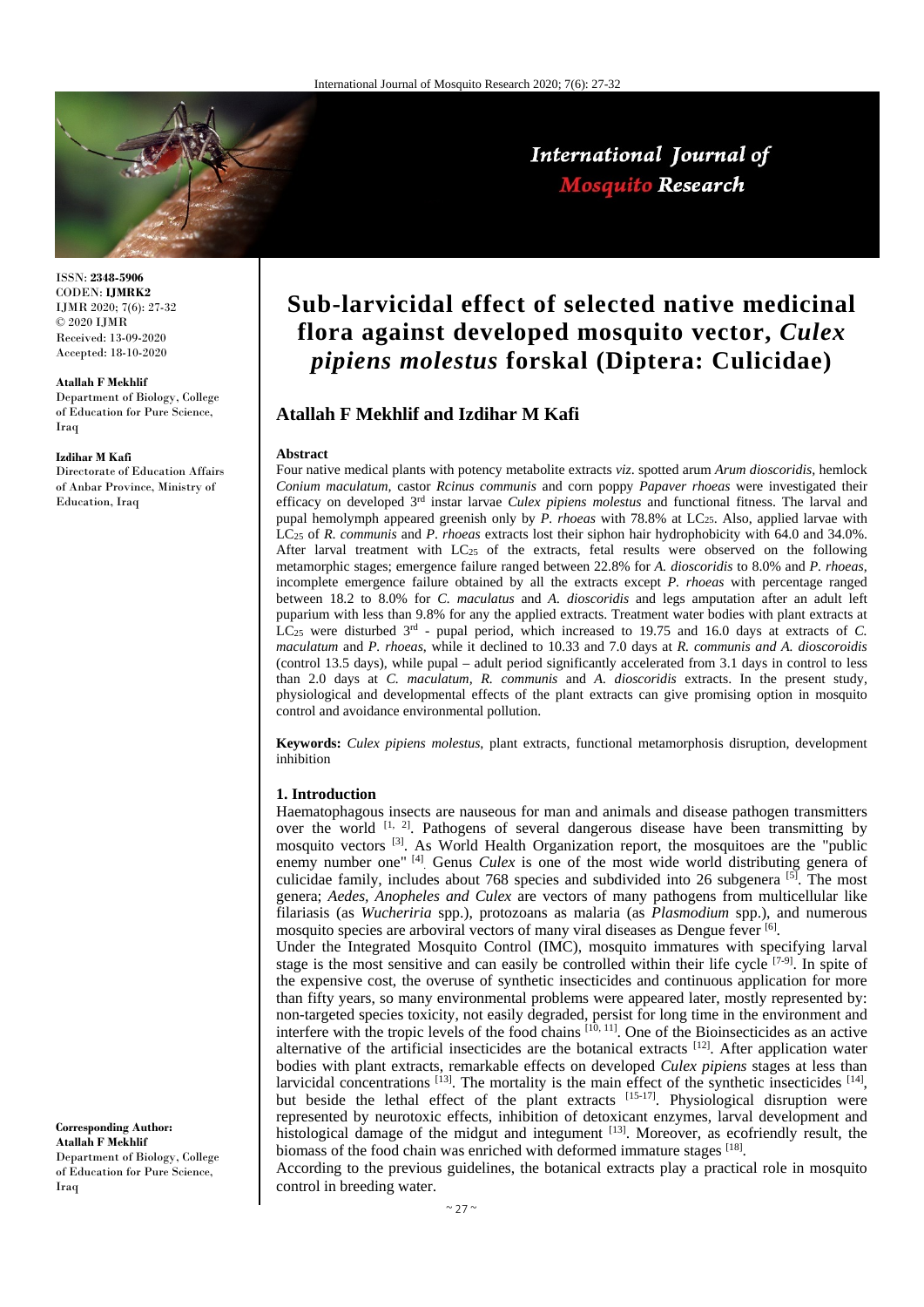# Sub-larvicidal effect of selected native medicinal flora against developed mosquito vector, *Culex pipiens molestus* forskal (Diptera: Culicidae)

## Atallah F Mekhlif and Izdihar M Kafi

ISSN: **2348-5906**
CODEN: **IJMRK2**
IJMR 2020; 7(6): 27-32
© 2020 IJMR
Received: 13-09-2020
Accepted: 18-10-2020

**Atallah F Mekhlif**
Department of Biology, College of Education for Pure Science, Iraq

**Izdihar M Kafi**
Directorate of Education Affairs of Anbar Province, Ministry of Education, Iraq

**Corresponding Author:**
**Atallah F Mekhlif**
Department of Biology, College of Education for Pure Science, Iraq

### Abstract

Four native medical plants with potency metabolite extracts *viz*. spotted arum *Arum dioscoridis*, hemlock *Conium maculatum*, castor *Rcinus communis* and corn poppy *Papaver rhoeas* were investigated their efficacy on developed 3[rd] instar larvae *Culex pipiens molestus* and functional fitness. The larval and pupal hemolymph appeared greenish only by *P. rhoeas* with 78.8% at $LC_{25}$. Also, applied larvae with $LC_{25}$ of *R. communis* and *P. rhoeas* extracts lost their siphon hair hydrophobicity with 64.0 and 34.0%. After larval treatment with $LC_{25}$ of the extracts, fetal results were observed on the following metamorphic stages; emergence failure ranged between 22.8% for *A. dioscoridis* to 8.0% and *P. rhoeas*, incomplete emergence failure obtained by all the extracts except *P. rhoeas* with percentage ranged between 18.2 to 8.0% for *C. maculatus* and *A. dioscoridis* and legs amputation after an adult left puparium with less than 9.8% for any the applied extracts. Treatment water bodies with plant extracts at $LC_{25}$ were disturbed 3[rd] - pupal period, which increased to 19.75 and 16.0 days at extracts of *C. maculatum* and *P. rhoeas*, while it declined to 10.33 and 7.0 days at *R. communis and A. dioscoroidis* (control 13.5 days), while pupal – adult period significantly accelerated from 3.1 days in control to less than 2.0 days at *C. maculatum, R. communis* and *A. dioscoridis* extracts. In the present study, physiological and developmental effects of the plant extracts can give promising option in mosquito control and avoidance environmental pollution.

**Keywords:** *Culex pipiens molestus*, plant extracts, functional metamorphosis disruption, development inhibition

### 1. Introduction

Haematophagous insects are nauseous for man and animals and disease pathogen transmitters over the world [1, 2]. Pathogens of several dangerous disease have been transmitting by mosquito vectors [3]. As World Health Organization report, the mosquitoes are the "public enemy number one" [4]. Genus *Culex* is one of the most wide world distributing genera of culicidae family, includes about 768 species and subdivided into 26 subgenera [5]. The most genera; *Aedes, Anopheles and Culex* are vectors of many pathogens from multicellular like filariasis (as *Wucheriria* spp.), protozoans as malaria (as *Plasmodium* spp.), and numerous mosquito species are arboviral vectors of many viral diseases as Dengue fever [6].

Under the Integrated Mosquito Control (IMC), mosquito immatures with specifying larval stage is the most sensitive and can easily be controlled within their life cycle [7-9]. In spite of the expensive cost, the overuse of synthetic insecticides and continuous application for more than fifty years, so many environmental problems were appeared later, mostly represented by: non-targeted species toxicity, not easily degraded, persist for long time in the environment and interfere with the tropic levels of the food chains [10, 11]. One of the Bioinsecticides as an active alternative of the artificial insecticides are the botanical extracts [12]. After application water bodies with plant extracts, remarkable effects on developed *Culex pipiens* stages at less than larvicidal concentrations [13]. The mortality is the main effect of the synthetic insecticides [14], but beside the lethal effect of the plant extracts [15-17]. Physiological disruption were represented by neurotoxic effects, inhibition of detoxicant enzymes, larval development and histological damage of the midgut and integument [13]. Moreover, as ecofriendly result, the biomass of the food chain was enriched with deformed immature stages [18].

According to the previous guidelines, the botanical extracts play a practical role in mosquito control in breeding water.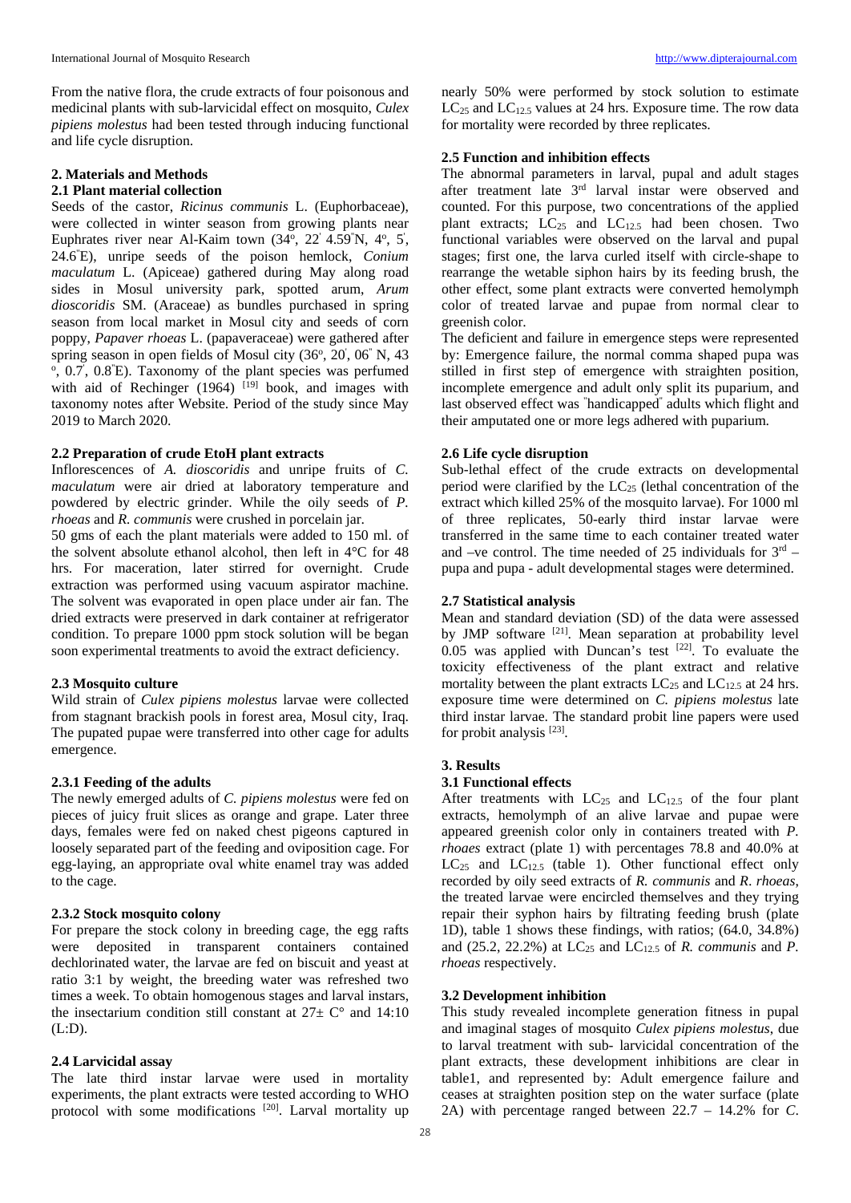From the native flora, the crude extracts of four poisonous and medicinal plants with sub-larvicidal effect on mosquito, *Culex pipiens molestus* had been tested through inducing functional and life cycle disruption.

## 2. Materials and Methods

### 2.1 Plant material collection

Seeds of the castor, *Ricinus communis* L. (Euphorbaceae), were collected in winter season from growing plants near Euphrates river near Al-Kaim town (34º, 22' 4.59''N, 4º, 5', 24.6''E), unripe seeds of the poison hemlock, *Conium maculatum* L. (Apiceae) gathered during May along road sides in Mosul university park, spotted arum, *Arum dioscoridis* SM. (Araceae) as bundles purchased in spring season from local market in Mosul city and seeds of corn poppy, *Papaver rhoeas* L. (papaveraceae) were gathered after spring season in open fields of Mosul city (36º, 20', 06'' N, 43 º, 0.7', 0.8''E). Taxonomy of the plant species was perfumed with aid of Rechinger (1964) [19] book, and images with taxonomy notes after Website. Period of the study since May 2019 to March 2020.

### 2.2 Preparation of crude EtoH plant extracts

Inflorescences of *A. dioscoridis* and unripe fruits of *C. maculatum* were air dried at laboratory temperature and powdered by electric grinder. While the oily seeds of *P. rhoeas* and *R. communis* were crushed in porcelain jar.

50 gms of each the plant materials were added to 150 ml. of the solvent absolute ethanol alcohol, then left in 4°C for 48 hrs. For maceration, later stirred for overnight. Crude extraction was performed using vacuum aspirator machine. The solvent was evaporated in open place under air fan. The dried extracts were preserved in dark container at refrigerator condition. To prepare 1000 ppm stock solution will be began soon experimental treatments to avoid the extract deficiency.

### 2.3 Mosquito culture

Wild strain of *Culex pipiens molestus* larvae were collected from stagnant brackish pools in forest area, Mosul city, Iraq. The pupated pupae were transferred into other cage for adults emergence.

#### 2.3.1 Feeding of the adults

The newly emerged adults of *C. pipiens molestus* were fed on pieces of juicy fruit slices as orange and grape. Later three days, females were fed on naked chest pigeons captured in loosely separated part of the feeding and oviposition cage. For egg-laying, an appropriate oval white enamel tray was added to the cage.

#### 2.3.2 Stock mosquito colony

For prepare the stock colony in breeding cage, the egg rafts were deposited in transparent containers contained dechlorinated water, the larvae are fed on biscuit and yeast at ratio 3:1 by weight, the breeding water was refreshed two times a week. To obtain homogenous stages and larval instars, the insectarium condition still constant at 27± C° and 14:10 (L:D).

### 2.4 Larvicidal assay

The late third instar larvae were used in mortality experiments, the plant extracts were tested according to WHO protocol with some modifications [20]. Larval mortality up nearly 50% were performed by stock solution to estimate $LC_{25}$ and $LC_{12.5}$ values at 24 hrs. Exposure time. The row data for mortality were recorded by three replicates.

### 2.5 Function and inhibition effects

The abnormal parameters in larval, pupal and adult stages after treatment late 3rd larval instar were observed and counted. For this purpose, two concentrations of the applied plant extracts; $LC_{25}$ and $LC_{12.5}$ had been chosen. Two functional variables were observed on the larval and pupal stages; first one, the larva curled itself with circle-shape to rearrange the wetable siphon hairs by its feeding brush, the other effect, some plant extracts were converted hemolymph color of treated larvae and pupae from normal clear to greenish color.

The deficient and failure in emergence steps were represented by: Emergence failure, the normal comma shaped pupa was stilled in first step of emergence with straighten position, incomplete emergence and adult only split its puparium, and last observed effect was "handicapped" adults which flight and their amputated one or more legs adhered with puparium.

### 2.6 Life cycle disruption

Sub-lethal effect of the crude extracts on developmental period were clarified by the $LC_{25}$ (lethal concentration of the extract which killed 25% of the mosquito larvae). For 1000 ml of three replicates, 50-early third instar larvae were transferred in the same time to each container treated water and –ve control. The time needed of 25 individuals for 3rd – pupa and pupa - adult developmental stages were determined.

### 2.7 Statistical analysis

Mean and standard deviation (SD) of the data were assessed by JMP software [21]. Mean separation at probability level 0.05 was applied with Duncan's test [22]. To evaluate the toxicity effectiveness of the plant extract and relative mortality between the plant extracts $LC_{25}$ and $LC_{12.5}$ at 24 hrs. exposure time were determined on *C. pipiens molestus* late third instar larvae. The standard probit line papers were used for probit analysis [23].

## 3. Results

### 3.1 Functional effects

After treatments with $LC_{25}$ and $LC_{12.5}$ of the four plant extracts, hemolymph of an alive larvae and pupae were appeared greenish color only in containers treated with *P. rhoaes* extract (plate 1) with percentages 78.8 and 40.0% at $LC_{25}$ and $LC_{12.5}$ (table 1). Other functional effect only recorded by oily seed extracts of *R. communis* and *R. rhoeas*, the treated larvae were encircled themselves and they trying repair their syphon hairs by filtrating feeding brush (plate 1D), table 1 shows these findings, with ratios; (64.0, 34.8%) and (25.2, 22.2%) at $LC_{25}$ and $LC_{12.5}$ of *R. communis* and *P. rhoeas* respectively.

### 3.2 Development inhibition

This study revealed incomplete generation fitness in pupal and imaginal stages of mosquito *Culex pipiens molestus*, due to larval treatment with sub- larvicidal concentration of the plant extracts, these development inhibitions are clear in table1, and represented by: Adult emergence failure and ceases at straighten position step on the water surface (plate 2A) with percentage ranged between 22.7 – 14.2% for *C.*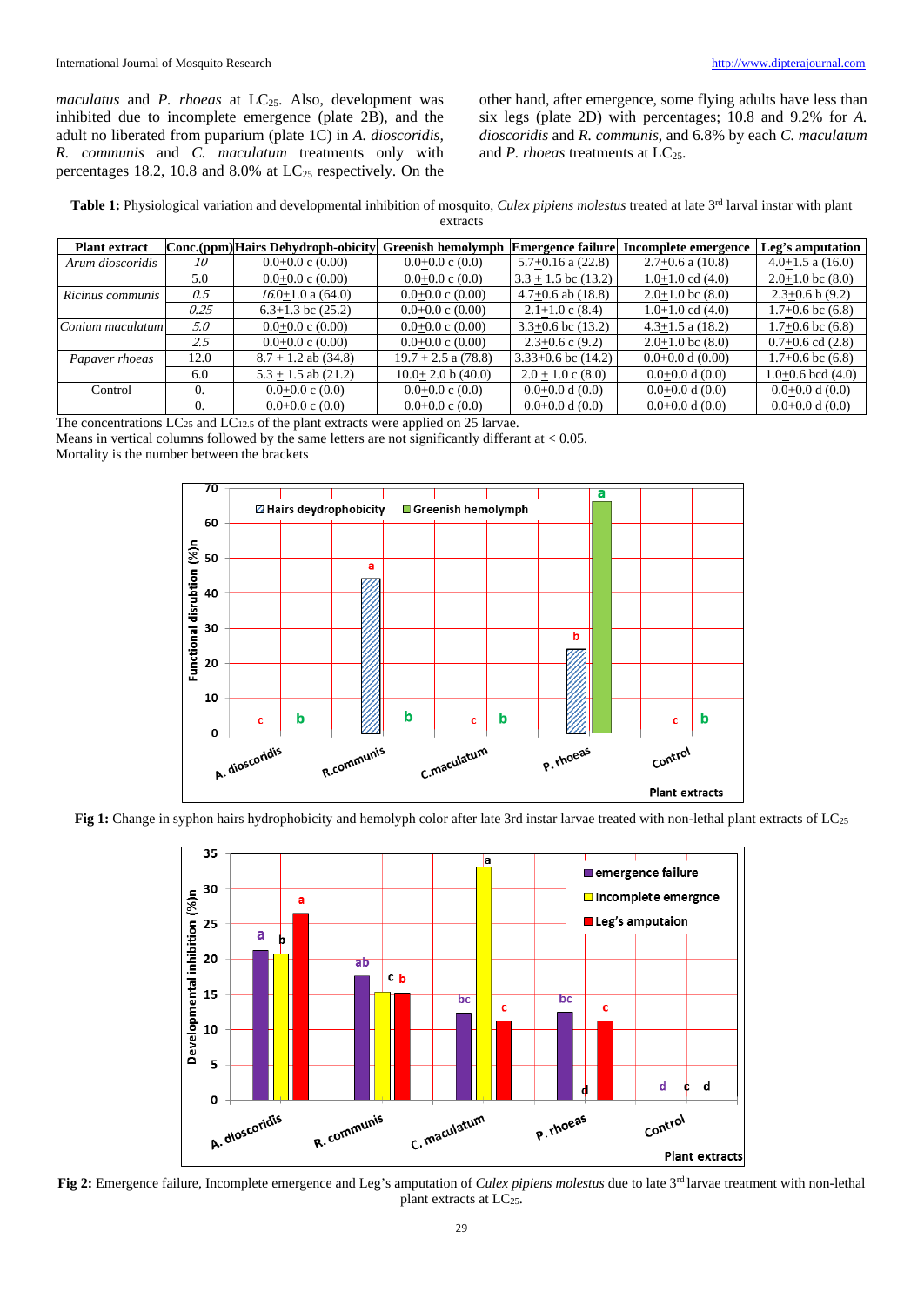*maculatus* and *P. rhoeas* at $LC_{25}$. Also, development was inhibited due to incomplete emergence (plate 2B), and the adult no liberated from puparium (plate 1C) in *A. dioscoridis, R. communis* and *C. maculatum* treatments only with percentages 18.2, 10.8 and 8.0% at $LC_{25}$ respectively. On the other hand, after emergence, some flying adults have less than six legs (plate 2D) with percentages; 10.8 and 9.2% for *A. dioscoridis* and *R. communis*, and 6.8% by each *C. maculatum* and *P. rhoeas* treatments at $LC_{25}$.

**Table 1:** Physiological variation and developmental inhibition of mosquito, *Culex pipiens molestus* treated at late 3rd larval instar with plant extracts

| Plant extract | Conc.(ppm) | Hairs Dehydroph-obicity | Greenish hemolymph | Emergence failure | Incomplete emergence | Leg's amputation |
|---|---|---|---|---|---|---|
| *Arum dioscoridis* | *10* | 0.0±0.0 c (0.00) | 0.0±0.0 c (0.0) | 5.7±0.16 a (22.8) | 2.7±0.6 a (10.8) | 4.0±1.5 a (16.0) |
| | 5.0 | 0.0±0.0 c (0.00) | 0.0±0.0 c (0.0) | 3.3 ± 1.5 bc (13.2) | 1.0±1.0 cd (4.0) | 2.0±1.0 bc (8.0) |
| *Ricinus communis* | *0.5* | *16.0*±1.0 a (64.0) | 0.0±0.0 c (0.00) | 4.7±0.6 ab (18.8) | 2.0±1.0 bc (8.0) | 2.3±0.6 b (9.2) |
| | *0.25* | 6.3±1.3 bc (25.2) | 0.0±0.0 c (0.00) | 2.1±1.0 c (8.4) | 1.0±1.0 cd (4.0) | 1.7±0.6 bc (6.8) |
| *Conium maculatum* | *5.0* | 0.0±0.0 c (0.00) | 0.0±0.0 c (0.00) | 3.3±0.6 bc (13.2) | 4.3±1.5 a (18.2) | 1.7±0.6 bc (6.8) |
| | *2.5* | 0.0±0.0 c (0.00) | 0.0±0.0 c (0.00) | 2.3±0.6 c (9.2) | 2.0±1.0 bc (8.0) | 0.7±0.6 cd (2.8) |
| *Papaver rhoeas* | 12.0 | 8.7 ± 1.2 ab (34.8) | 19.7 ± 2.5 a (78.8) | 3.33±0.6 bc (14.2) | 0.0±0.0 d (0.00) | 1.7±0.6 bc (6.8) |
| | 6.0 | 5.3 ± 1.5 ab (21.2) | 10.0± 2.0 b (40.0) | 2.0 ± 1.0 c (8.0) | 0.0±0.0 d (0.0) | 1.0±0.6 bcd (4.0) |
| Control | 0. | 0.0±0.0 c (0.0) | 0.0±0.0 c (0.0) | 0.0±0.0 d (0.0) | 0.0±0.0 d (0.0) | 0.0±0.0 d (0.0) |
| | 0. | 0.0±0.0 c (0.0) | 0.0±0.0 c (0.0) | 0.0±0.0 d (0.0) | 0.0±0.0 d (0.0) | 0.0±0.0 d (0.0) |

The concentrations $LC_{25}$ and $LC_{12.5}$ of the plant extracts were applied on 25 larvae.
Means in vertical columns followed by the same letters are not significantly differant at ≤ 0.05.
Mortality is the number between the brackets

**Fig 1:** Change in syphon hairs hydrophobicity and hemolyph color after late 3rd instar larvae treated with non-lethal plant extracts of $LC_{25}$

**Fig 2:** Emergence failure, Incomplete emergence and Leg's amputation of *Culex pipiens molestus* due to late 3rd larvae treatment with non-lethal plant extracts at $LC_{25}$.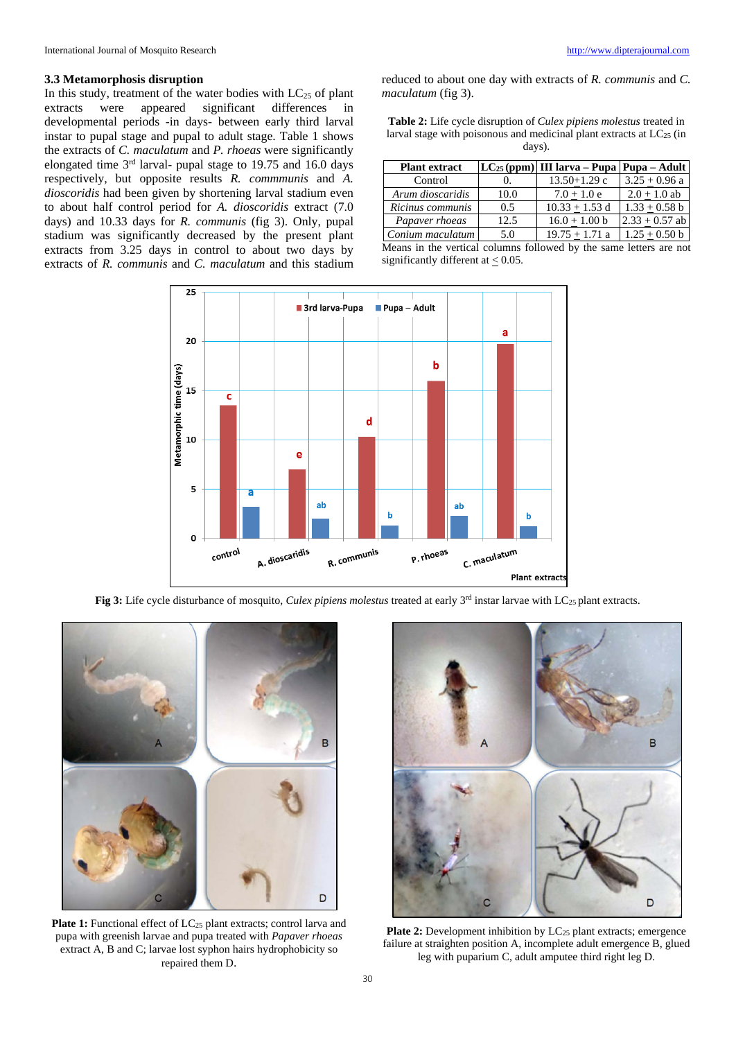### 3.3 Metamorphosis disruption

In this study, treatment of the water bodies with $LC_{25}$ of plant extracts were appeared significant differences in developmental periods -in days- between early third larval instar to pupal stage and pupal to adult stage. Table 1 shows the extracts of *C. maculatum* and *P. rhoeas* were significantly elongated time 3rd larval- pupal stage to 19.75 and 16.0 days respectively, but opposite results *R. commmunis* and *A. dioscoridis* had been given by shortening larval stadium even to about half control period for *A. dioscoridis* extract (7.0 days) and 10.33 days for *R. communis* (fig 3). Only, pupal stadium was significantly decreased by the present plant extracts from 3.25 days in control to about two days by extracts of *R. communis* and *C. maculatum* and this stadium reduced to about one day with extracts of *R. communis* and *C. maculatum* (fig 3).

**Table 2:** Life cycle disruption of *Culex pipiens molestus* treated in larval stage with poisonous and medicinal plant extracts at $LC_{25}$ (in days).

| Plant extract | $LC_{25}$ (ppm) | III larva – Pupa | Pupa – Adult |
|---|---|---|---|
| Control | 0. | 13.50±1.29 c | 3.25 ± 0.96 a |
| *Arum dioscaridis* | 10.0 | 7.0 ± 1.0 e | 2.0 ± 1.0 ab |
| *Ricinus communis* | 0.5 | 10.33 ± 1.53 d | 1.33 ± 0.58 b |
| *Papaver rhoeas* | 12.5 | 16.0 ± 1.00 b | 2.33 ± 0.57 ab |
| *Conium maculatum* | 5.0 | 19.75 ± 1.71 a | 1.25 ± 0.50 b |

Means in the vertical columns followed by the same letters are not significantly different at ≤ 0.05.

**Fig 3:** Life cycle disturbance of mosquito, *Culex pipiens molestus* treated at early 3rd instar larvae with $LC_{25}$ plant extracts.

**Plate 1:** Functional effect of $LC_{25}$ plant extracts; control larva and pupa with greenish larvae and pupa treated with *Papaver rhoeas* extract A, B and C; larvae lost syphon hairs hydrophobicity so repaired them D.

**Plate 2:** Development inhibition by $LC_{25}$ plant extracts; emergence failure at straighten position A, incomplete adult emergence B, glued leg with pupariumm C, adult amputee third right leg D.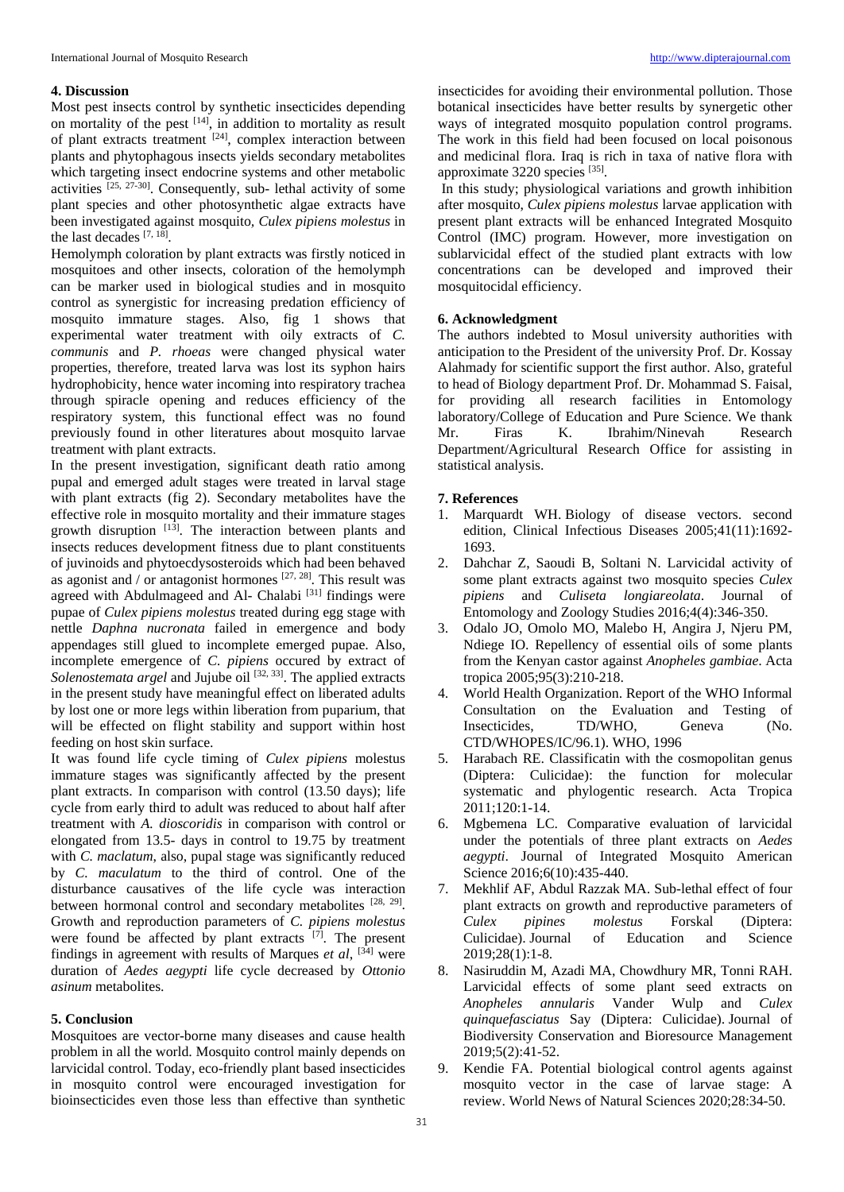## 4. Discussion

Most pest insects control by synthetic insecticides depending on mortality of the pest [14], in addition to mortality as result of plant extracts treatment [24], complex interaction between plants and phytophagous insects yields secondary metabolites which targeting insect endocrine systems and other metabolic activities [25, 27-30]. Consequently, sub- lethal activity of some plant species and other photosynthetic algae extracts have been investigated against mosquito, *Culex pipiens molestus* in the last decades [7, 18].

Hemolymph coloration by plant extracts was firstly noticed in mosquitoes and other insects, coloration of the hemolymph can be marker used in biological studies and in mosquito control as synergistic for increasing predation efficiency of mosquito immature stages. Also, fig 1 shows that experimental water treatment with oily extracts of *C. communis* and *P. rhoeas* were changed physical water properties, therefore, treated larva was lost its syphon hairs hydrophobicity, hence water incoming into respiratory trachea through spiracle opening and reduces efficiency of the respiratory system, this functional effect was no found previously found in other literatures about mosquito larvae treatment with plant extracts.

In the present investigation, significant death ratio among pupal and emerged adult stages were treated in larval stage with plant extracts (fig 2). Secondary metabolites have the effective role in mosquito mortality and their immature stages growth disruption [13]. The interaction between plants and insects reduces development fitness due to plant constituents of juvinoids and phytoecdysosteroids which had been behaved as agonist and / or antagonist hormones [27, 28]. This result was agreed with Abdulmageed and Al- Chalabi [31] findings were pupae of *Culex pipiens molestus* treated during egg stage with nettle *Daphna nucronata* failed in emergence and body appendages still glued to incomplete emerged pupae. Also, incomplete emergence of *C. pipiens* occured by extract of *Solenostemata argel* and Jujube oil [32, 33]. The applied extracts in the present study have meaningful effect on liberated adults by lost one or more legs within liberation from puparium, that will be effected on flight stability and support within host feeding on host skin surface.

It was found life cycle timing of *Culex pipiens* molestus immature stages was significantly affected by the present plant extracts. In comparison with control (13.50 days); life cycle from early third to adult was reduced to about half after treatment with *A. dioscoridis* in comparison with control or elongated from 13.5- days in control to 19.75 by treatment with *C. maclatum*, also, pupal stage was significantly reduced by *C. maculatum* to the third of control. One of the disturbance causatives of the life cycle was interaction between hormonal control and secondary metabolites [28, 29]. Growth and reproduction parameters of *C. pipiens molestus* were found be affected by plant extracts [7]. The present findings in agreement with results of Marques *et al*, [34] were duration of *Aedes aegypti* life cycle decreased by *Ottonio asinum* metabolites.

## 5. Conclusion

Mosquitoes are vector-borne many diseases and cause health problem in all the world. Mosquito control mainly depends on larvicidal control. Today, eco-friendly plant based insecticides in mosquito control were encouraged investigation for bioinsecticides even those less than effective than synthetic insecticides for avoiding their environmental pollution. Those botanical insecticides have better results by synergetic other ways of integrated mosquito population control programs. The work in this field had been focused on local poisonous and medicinal flora. Iraq is rich in taxa of native flora with approximate 3220 species [35].

In this study; physiological variations and growth inhibition after mosquito, *Culex pipiens molestus* larvae application with present plant extracts will be enhanced Integrated Mosquito Control (IMC) program. However, more investigation on sublarvicidal effect of the studied plant extracts with low concentrations can be developed and improved their mosquitocidal efficiency.

## 6. Acknowledgment

The authors indebted to Mosul university authorities with anticipation to the President of the university Prof. Dr. Kossay Alahmady for scientific support the first author. Also, grateful to head of Biology department Prof. Dr. Mohammad S. Faisal, for providing all research facilities in Entomology laboratory/College of Education and Pure Science. We thank Mr. Firas K. Ibrahim/Ninevah Research Department/Agricultural Research Office for assisting in statistical analysis.

## 7. References

1. Marquardt WH. Biology of disease vectors. second edition, Clinical Infectious Diseases 2005;41(11):1692-1693.
2. Dahchar Z, Saoudi B, Soltani N. Larvicidal activity of some plant extracts against two mosquito species *Culex pipiens* and *Culiseta longiareolata*. Journal of Entomology and Zoology Studies 2016;4(4):346-350.
3. Odalo JO, Omolo MO, Malebo H, Angira J, Njeru PM, Ndiege IO. Repellency of essential oils of some plants from the Kenyan castor against *Anopheles gambiae*. Acta tropica 2005;95(3):210-218.
4. World Health Organization. Report of the WHO Informal Consultation on the Evaluation and Testing of Insecticides, TD/WHO, Geneva (No. CTD/WHOPES/IC/96.1). WHO, 1996
5. Harabach RE. Classificatin with the cosmopolitan genus (Diptera: Culicidae): the function for molecular systematic and phylogentic research. Acta Tropica 2011;120:1-14.
6. Mgbemena LC. Comparative evaluation of larvicidal under the potentials of three plant extracts on *Aedes aegypti*. Journal of Integrated Mosquito American Science 2016;6(10):435-440.
7. Mekhlif AF, Abdul Razzak MA. Sub-lethal effect of four plant extracts on growth and reproductive parameters of *Culex pipines molestus* Forskal (Diptera: Culicidae). Journal of Education and Science 2019;28(1):1-8.
8. Nasiruddin M, Azadi MA, Chowdhury MR, Tonni RAH. Larvicidal effects of some plant seed extracts on *Anopheles annularis* Vander Wulp and *Culex quinquefasciatus* Say (Diptera: Culicidae). Journal of Biodiversity Conservation and Bioresource Management 2019;5(2):41-52.
9. Kendie FA. Potential biological control agents against mosquito vector in the case of larvae stage: A review. World News of Natural Sciences 2020;28:34-50.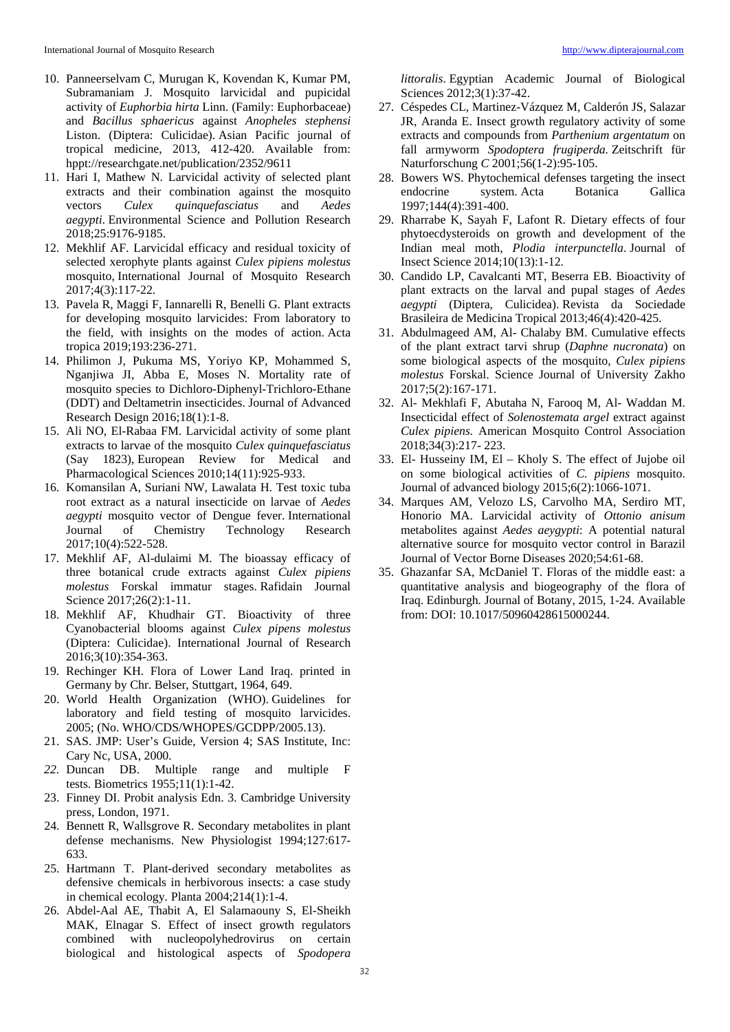10. Panneerselvam C, Murugan K, Kovendan K, Kumar PM, Subramaniam J. Mosquito larvicidal and pupicidal activity of *Euphorbia hirta* Linn. (Family: Euphorbaceae) and *Bacillus sphaericus* against *Anopheles stephensi* Liston. (Diptera: Culicidae). Asian Pacific journal of tropical medicine, 2013, 412-420. Available from: hppt://researchgate.net/publication/2352/9611
11. Hari I, Mathew N. Larvicidal activity of selected plant extracts and their combination against the mosquito vectors *Culex quinquefasciatus* and *Aedes aegypti*. Environmental Science and Pollution Research 2018;25:9176-9185.
12. Mekhlif AF. Larvicidal efficacy and residual toxicity of selected xerophyte plants against *Culex pipiens molestus* mosquito, International Journal of Mosquito Research 2017;4(3):117-22.
13. Pavela R, Maggi F, Iannarelli R, Benelli G. Plant extracts for developing mosquito larvicides: From laboratory to the field, with insights on the modes of action. Acta tropica 2019;193:236-271.
14. Philimon J, Pukuma MS, Yoriyo KP, Mohammed S, Nganjiwa JI, Abba E, Moses N. Mortality rate of mosquito species to Dichloro-Diphenyl-Trichloro-Ethane (DDT) and Deltametrin insecticides. Journal of Advanced Research Design 2016;18(1):1-8.
15. Ali NO, El-Rabaa FM. Larvicidal activity of some plant extracts to larvae of the mosquito *Culex quinquefasciatus* (Say 1823), European Review for Medical and Pharmacological Sciences 2010;14(11):925-933.
16. Komansilan A, Suriani NW, Lawalata H. Test toxic tuba root extract as a natural insecticide on larvae of *Aedes aegypti* mosquito vector of Dengue fever. International Journal of Chemistry Technology Research 2017;10(4):522-528.
17. Mekhlif AF, Al-dulaimi M. The bioassay efficacy of three botanical crude extracts against *Culex pipiens molestus* Forskal immatur stages. Rafidain Journal Science 2017;26(2):1-11.
18. Mekhlif AF, Khudhair GT. Bioactivity of three Cyanobacterial blooms against *Culex pipens molestus* (Diptera: Culicidae). International Journal of Research 2016;3(10):354-363.
19. Rechinger KH. Flora of Lower Land Iraq. printed in Germany by Chr. Belser, Stuttgart, 1964, 649.
20. World Health Organization (WHO). Guidelines for laboratory and field testing of mosquito larvicides. 2005; (No. WHO/CDS/WHOPES/GCDPP/2005.13).
21. SAS. JMP: User's Guide, Version 4; SAS Institute, Inc: Cary Nc, USA, 2000.
22. Duncan DB. Multiple range and multiple F tests. Biometrics 1955;11(1):1-42.
23. Finney DI. Probit analysis Edn. 3. Cambridge University press, London, 1971.
24. Bennett R, Wallsgrove R. Secondary metabolites in plant defense mechanisms. New Physiologist 1994;127:617-633.
25. Hartmann T. Plant-derived secondary metabolites as defensive chemicals in herbivorous insects: a case study in chemical ecology. Planta 2004;214(1):1-4.
26. Abdel-Aal AE, Thabit A, El Salamaouny S, El-Sheikh MAK, Elnagar S. Effect of insect growth regulators combined with nucleopolyhedrovirus on certain biological and histological aspects of *Spodopera littoralis*. Egyptian Academic Journal of Biological Sciences 2012;3(1):37-42.
27. Céspedes CL, Martinez-Vázquez M, Calderón JS, Salazar JR, Aranda E. Insect growth regulatory activity of some extracts and compounds from *Parthenium argentatum* on fall armyworm *Spodoptera frugiperda*. Zeitschrift für Naturforschung *C* 2001;56(1-2):95-105.
28. Bowers WS. Phytochemical defenses targeting the insect endocrine system. Acta Botanica Gallica 1997;144(4):391-400.
29. Rharrabe K, Sayah F, Lafont R. Dietary effects of four phytoecdysteroids on growth and development of the Indian meal moth, *Plodia interpunctella*. Journal of Insect Science 2014;10(13):1-12.
30. Candido LP, Cavalcanti MT, Beserra EB. Bioactivity of plant extracts on the larval and pupal stages of *Aedes aegypti* (Diptera, Culicidea). Revista da Sociedade Brasileira de Medicina Tropical 2013;46(4):420-425.
31. Abdulmageed AM, Al- Chalaby BM. Cumulative effects of the plant extract tarvi shrup (*Daphne nucronata*) on some biological aspects of the mosquito, *Culex pipiens molestus* Forskal. Science Journal of University Zakho 2017;5(2):167-171.
32. Al- Mekhlafi F, Abutaha N, Farooq M, Al- Waddan M. Insecticidal effect of *Solenostemata argel* extract against *Culex pipiens.* American Mosquito Control Association 2018;34(3):217- 223.
33. El- Husseiny IM, El – Kholy S. The effect of Jujobe oil on some biological activities of *C. pipiens* mosquito. Journal of advanced biology 2015;6(2):1066-1071.
34. Marques AM, Velozo LS, Carvolho MA, Serdiro MT, Honorio MA. Larvicidal activity of *Ottonio anisum* metabolites against *Aedes aeygypti*: A potential natural alternative source for mosquito vector control in Barazil Journal of Vector Borne Diseases 2020;54:61-68.
35. Ghazanfar SA, McDaniel T. Floras of the middle east: a quantitative analysis and biogeography of the flora of Iraq. Edinburgh. Journal of Botany, 2015, 1-24. Available from: DOI: 10.1017/50960428615000244.